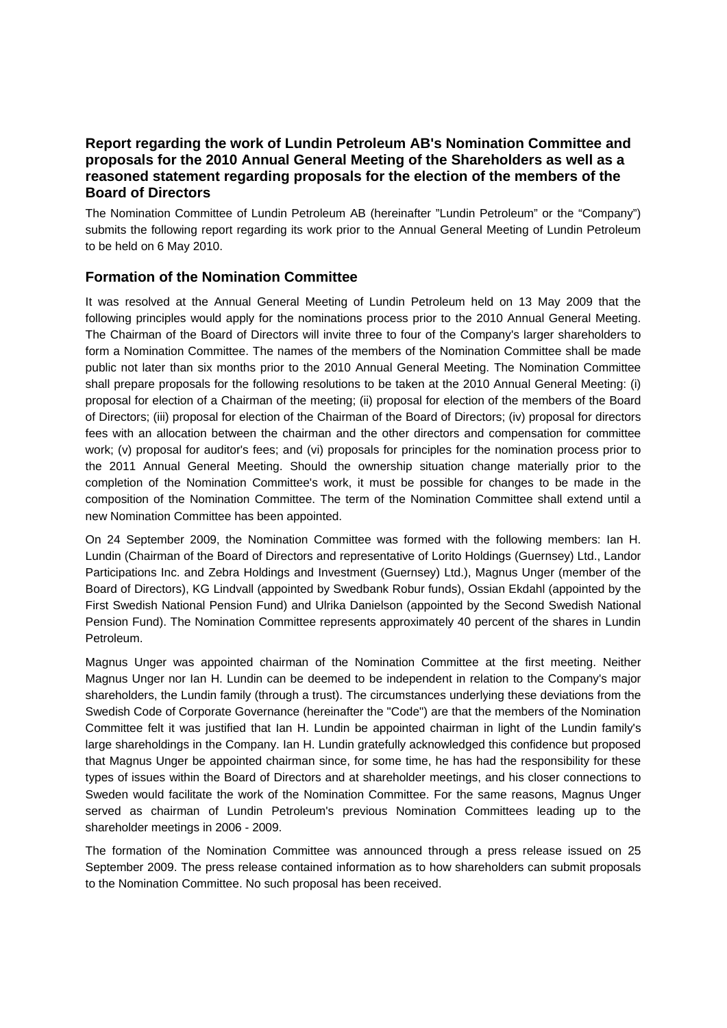## Report regarding the work of Lundin Petroleum AB's Nomination Committee and proposals for the 2010 Annual General Meeting of the Shareholders as well as a reasoned statement regarding proposals for the election of the members of the Board of Directors

The Nomination Committee of Lundin Petroleum AB (hereinafter ”Lundin Petroleum” or the “Company”) submits the following report regarding its work prior to the Annual General Meeting of Lundin Petroleum to be held on 6 May 2010.

### Formation of the Nomination Committee

It was resolved at the Annual General Meeting of Lundin Petroleum held on 13 May 2009 that the following principles would apply for the nominations process prior to the 2010 Annual General Meeting. The Chairman of the Board of Directors will invite three to four of the Company's larger shareholders to form a Nomination Committee. The names of the members of the Nomination Committee shall be made public not later than six months prior to the 2010 Annual General Meeting. The Nomination Committee shall prepare proposals for the following resolutions to be taken at the 2010 Annual General Meeting: (i) proposal for election of a Chairman of the meeting; (ii) proposal for election of the members of the Board of Directors; (iii) proposal for election of the Chairman of the Board of Directors; (iv) proposal for directors fees with an allocation between the chairman and the other directors and compensation for committee work; (v) proposal for auditor's fees; and (vi) proposals for principles for the nomination process prior to the 2011 Annual General Meeting. Should the ownership situation change materially prior to the completion of the Nomination Committee's work, it must be possible for changes to be made in the composition of the Nomination Committee. The term of the Nomination Committee shall extend until a new Nomination Committee has been appointed.

On 24 September 2009, the Nomination Committee was formed with the following members: Ian H. Lundin (Chairman of the Board of Directors and representative of Lorito Holdings (Guernsey) Ltd., Landor Participations Inc. and Zebra Holdings and Investment (Guernsey) Ltd.), Magnus Unger (member of the Board of Directors), KG Lindvall (appointed by Swedbank Robur funds), Ossian Ekdahl (appointed by the First Swedish National Pension Fund) and Ulrika Danielson (appointed by the Second Swedish National Pension Fund). The Nomination Committee represents approximately 40 percent of the shares in Lundin Petroleum.

Magnus Unger was appointed chairman of the Nomination Committee at the first meeting. Neither Magnus Unger nor Ian H. Lundin can be deemed to be independent in relation to the Company's major shareholders, the Lundin family (through a trust). The circumstances underlying these deviations from the Swedish Code of Corporate Governance (hereinafter the "Code") are that the members of the Nomination Committee felt it was justified that Ian H. Lundin be appointed chairman in light of the Lundin family's large shareholdings in the Company. Ian H. Lundin gratefully acknowledged this confidence but proposed that Magnus Unger be appointed chairman since, for some time, he has had the responsibility for these types of issues within the Board of Directors and at shareholder meetings, and his closer connections to Sweden would facilitate the work of the Nomination Committee. For the same reasons, Magnus Unger served as chairman of Lundin Petroleum's previous Nomination Committees leading up to the shareholder meetings in 2006 - 2009.

The formation of the Nomination Committee was announced through a press release issued on 25 September 2009. The press release contained information as to how shareholders can submit proposals to the Nomination Committee. No such proposal has been received.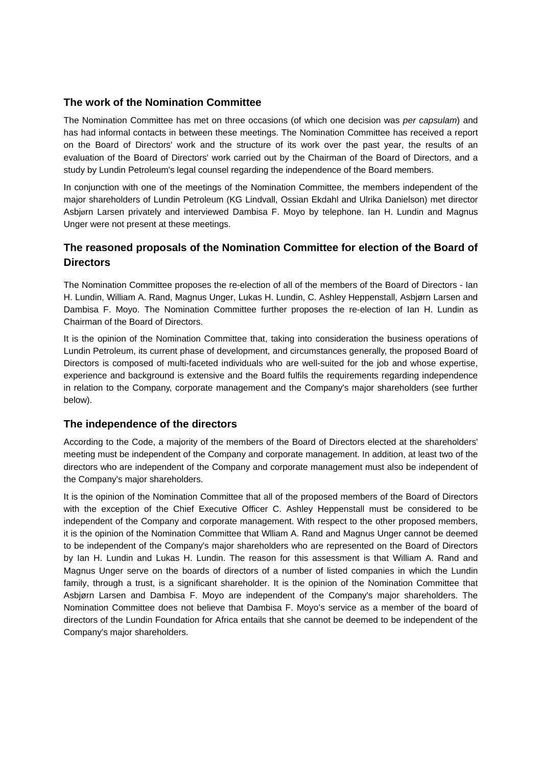## The work of the Nomination Committee

The Nomination Committee has met on three occasions (of which one decision was *per capsulam*) and has had informal contacts in between these meetings. The Nomination Committee has received a report on the Board of Directors' work and the structure of its work over the past year, the results of an evaluation of the Board of Directors' work carried out by the Chairman of the Board of Directors, and a study by Lundin Petroleum's legal counsel regarding the independence of the Board members.

In conjunction with one of the meetings of the Nomination Committee, the members independent of the major shareholders of Lundin Petroleum (KG Lindvall, Ossian Ekdahl and Ulrika Danielson) met director Asbjørn Larsen privately and interviewed Dambisa F. Moyo by telephone. Ian H. Lundin and Magnus Unger were not present at these meetings.

## The reasoned proposals of the Nomination Committee for election of the Board of Directors

The Nomination Committee proposes the re-election of all of the members of the Board of Directors - Ian H. Lundin, William A. Rand, Magnus Unger, Lukas H. Lundin, C. Ashley Heppenstall, Asbjørn Larsen and Dambisa F. Moyo. The Nomination Committee further proposes the re-election of Ian H. Lundin as Chairman of the Board of Directors.

It is the opinion of the Nomination Committee that, taking into consideration the business operations of Lundin Petroleum, its current phase of development, and circumstances generally, the proposed Board of Directors is composed of multi-faceted individuals who are well-suited for the job and whose expertise, experience and background is extensive and the Board fulfils the requirements regarding independence in relation to the Company, corporate management and the Company's major shareholders (see further below).

## The independence of the directors

According to the Code, a majority of the members of the Board of Directors elected at the shareholders' meeting must be independent of the Company and corporate management. In addition, at least two of the directors who are independent of the Company and corporate management must also be independent of the Company's major shareholders.

It is the opinion of the Nomination Committee that all of the proposed members of the Board of Directors with the exception of the Chief Executive Officer C. Ashley Heppenstall must be considered to be independent of the Company and corporate management. With respect to the other proposed members, it is the opinion of the Nomination Committee that Wlliam A. Rand and Magnus Unger cannot be deemed to be independent of the Company's major shareholders who are represented on the Board of Directors by Ian H. Lundin and Lukas H. Lundin. The reason for this assessment is that William A. Rand and Magnus Unger serve on the boards of directors of a number of listed companies in which the Lundin family, through a trust, is a significant shareholder. It is the opinion of the Nomination Committee that Asbjørn Larsen and Dambisa F. Moyo are independent of the Company's major shareholders. The Nomination Committee does not believe that Dambisa F. Moyo's service as a member of the board of directors of the Lundin Foundation for Africa entails that she cannot be deemed to be independent of the Company's major shareholders.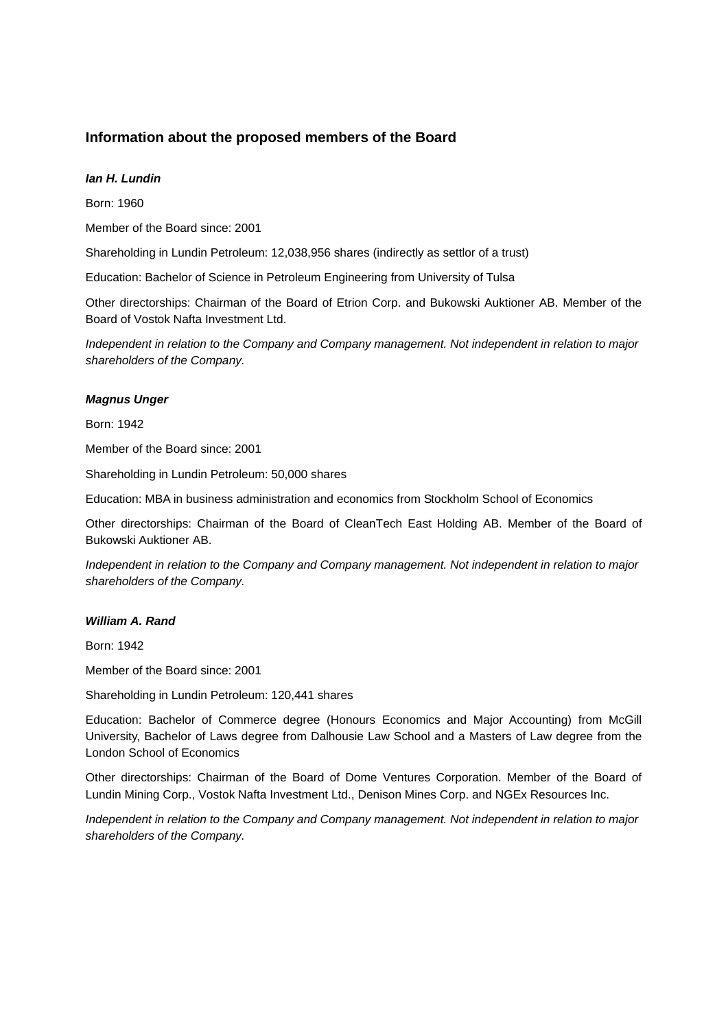## Information about the proposed members of the Board

***Ian H. Lundin***

Born: 1960

Member of the Board since: 2001

Shareholding in Lundin Petroleum: 12,038,956 shares (indirectly as settlor of a trust)

Education: Bachelor of Science in Petroleum Engineering from University of Tulsa

Other directorships: Chairman of the Board of Etrion Corp. and Bukowski Auktioner AB. Member of the Board of Vostok Nafta Investment Ltd.

*Independent in relation to the Company and Company management. Not independent in relation to major shareholders of the Company.*

***Magnus Unger***

Born: 1942

Member of the Board since: 2001

Shareholding in Lundin Petroleum: 50,000 shares

Education: MBA in business administration and economics from Stockholm School of Economics

Other directorships: Chairman of the Board of CleanTech East Holding AB. Member of the Board of Bukowski Auktioner AB.

*Independent in relation to the Company and Company management. Not independent in relation to major shareholders of the Company.*

***William A. Rand***

Born: 1942

Member of the Board since: 2001

Shareholding in Lundin Petroleum: 120,441 shares

Education: Bachelor of Commerce degree (Honours Economics and Major Accounting) from McGill University, Bachelor of Laws degree from Dalhousie Law School and a Masters of Law degree from the London School of Economics

Other directorships: Chairman of the Board of Dome Ventures Corporation. Member of the Board of Lundin Mining Corp., Vostok Nafta Investment Ltd., Denison Mines Corp. and NGEx Resources Inc.

*Independent in relation to the Company and Company management. Not independent in relation to major shareholders of the Company.*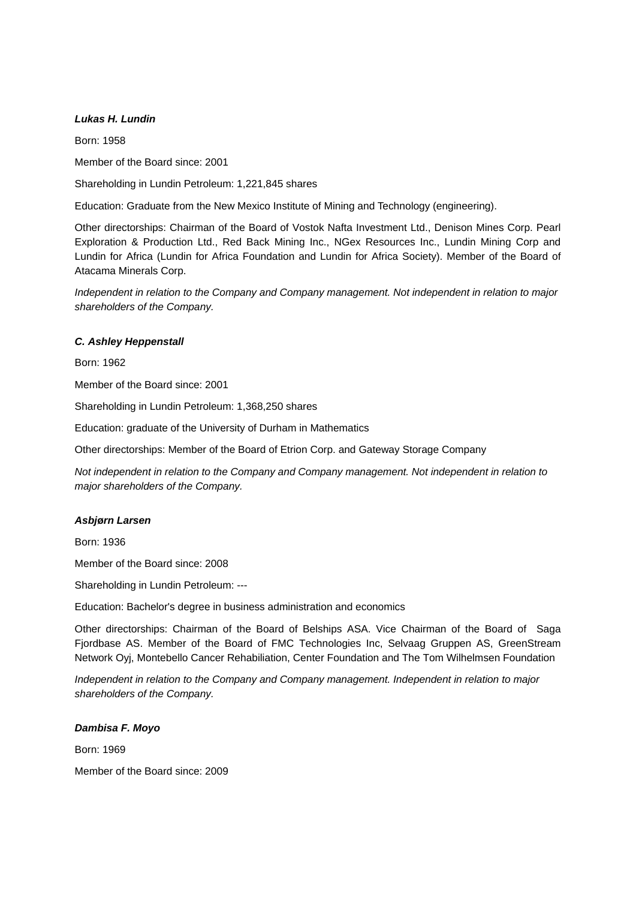***Lukas H. Lundin***

Born: 1958

Member of the Board since: 2001

Shareholding in Lundin Petroleum: 1,221,845 shares

Education: Graduate from the New Mexico Institute of Mining and Technology (engineering).

Other directorships: Chairman of the Board of Vostok Nafta Investment Ltd., Denison Mines Corp. Pearl Exploration & Production Ltd., Red Back Mining Inc., NGex Resources Inc., Lundin Mining Corp and Lundin for Africa (Lundin for Africa Foundation and Lundin for Africa Society). Member of the Board of Atacama Minerals Corp.

*Independent in relation to the Company and Company management. Not independent in relation to major shareholders of the Company.*

***C. Ashley Heppenstall***

Born: 1962

Member of the Board since: 2001

Shareholding in Lundin Petroleum: 1,368,250 shares

Education: graduate of the University of Durham in Mathematics

Other directorships: Member of the Board of Etrion Corp. and Gateway Storage Company

*Not independent in relation to the Company and Company management. Not independent in relation to major shareholders of the Company.*

***Asbjørn Larsen***

Born: 1936

Member of the Board since: 2008

Shareholding in Lundin Petroleum: ---

Education: Bachelor's degree in business administration and economics

Other directorships: Chairman of the Board of Belships ASA. Vice Chairman of the Board of Saga Fjordbase AS. Member of the Board of FMC Technologies Inc, Selvaag Gruppen AS, GreenStream Network Oyj, Montebello Cancer Rehabiliation, Center Foundation and The Tom Wilhelmsen Foundation

*Independent in relation to the Company and Company management. Independent in relation to major shareholders of the Company.*

***Dambisa F. Moyo***

Born: 1969

Member of the Board since: 2009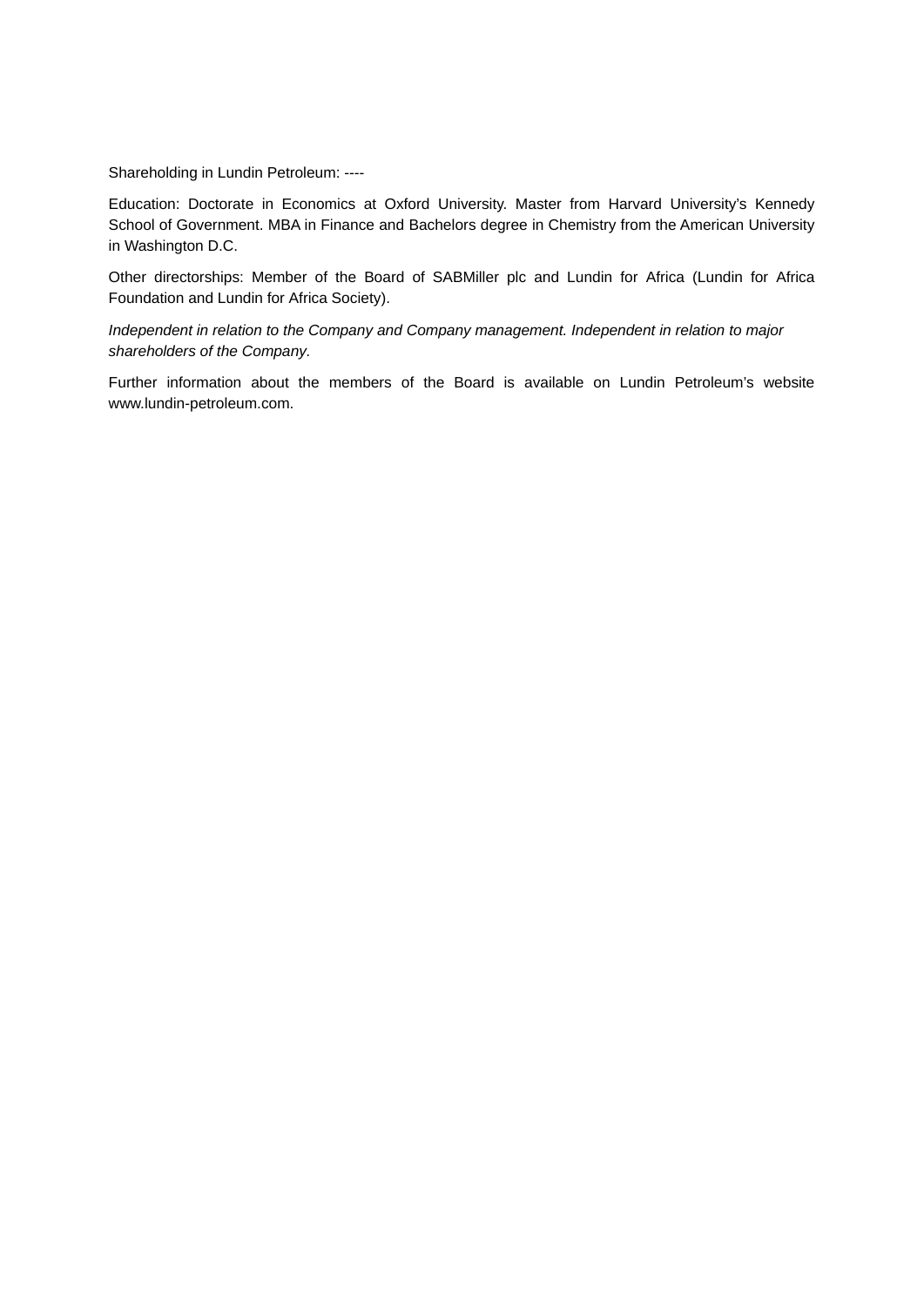Shareholding in Lundin Petroleum: ----

Education: Doctorate in Economics at Oxford University. Master from Harvard University's Kennedy School of Government. MBA in Finance and Bachelors degree in Chemistry from the American University in Washington D.C.

Other directorships: Member of the Board of SABMiller plc and Lundin for Africa (Lundin for Africa Foundation and Lundin for Africa Society).

*Independent in relation to the Company and Company management. Independent in relation to major shareholders of the Company.*

Further information about the members of the Board is available on Lundin Petroleum's website www.lundin-petroleum.com.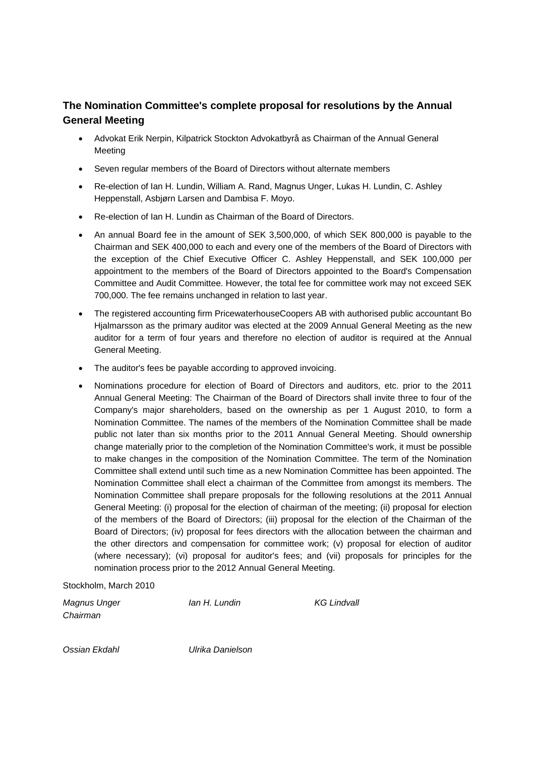## The Nomination Committee's complete proposal for resolutions by the Annual General Meeting

- Advokat Erik Nerpin, Kilpatrick Stockton Advokatbyrå as Chairman of the Annual General Meeting
- Seven regular members of the Board of Directors without alternate members
- Re-election of Ian H. Lundin, William A. Rand, Magnus Unger, Lukas H. Lundin, C. Ashley Heppenstall, Asbjørn Larsen and Dambisa F. Moyo.
- Re-election of Ian H. Lundin as Chairman of the Board of Directors.
- An annual Board fee in the amount of SEK 3,500,000, of which SEK 800,000 is payable to the Chairman and SEK 400,000 to each and every one of the members of the Board of Directors with the exception of the Chief Executive Officer C. Ashley Heppenstall, and SEK 100,000 per appointment to the members of the Board of Directors appointed to the Board's Compensation Committee and Audit Committee. However, the total fee for committee work may not exceed SEK 700,000. The fee remains unchanged in relation to last year.
- The registered accounting firm PricewaterhouseCoopers AB with authorised public accountant Bo Hjalmarsson as the primary auditor was elected at the 2009 Annual General Meeting as the new auditor for a term of four years and therefore no election of auditor is required at the Annual General Meeting.
- The auditor's fees be payable according to approved invoicing.
- Nominations procedure for election of Board of Directors and auditors, etc. prior to the 2011 Annual General Meeting: The Chairman of the Board of Directors shall invite three to four of the Company's major shareholders, based on the ownership as per 1 August 2010, to form a Nomination Committee. The names of the members of the Nomination Committee shall be made public not later than six months prior to the 2011 Annual General Meeting. Should ownership change materially prior to the completion of the Nomination Committee's work, it must be possible to make changes in the composition of the Nomination Committee. The term of the Nomination Committee shall extend until such time as a new Nomination Committee has been appointed. The Nomination Committee shall elect a chairman of the Committee from amongst its members. The Nomination Committee shall prepare proposals for the following resolutions at the 2011 Annual General Meeting: (i) proposal for the election of chairman of the meeting; (ii) proposal for election of the members of the Board of Directors; (iii) proposal for the election of the Chairman of the Board of Directors; (iv) proposal for fees directors with the allocation between the chairman and the other directors and compensation for committee work; (v) proposal for election of auditor (where necessary); (vi) proposal for auditor's fees; and (vii) proposals for principles for the nomination process prior to the 2012 Annual General Meeting.

Stockholm, March 2010

*Magnus Unger*
*Chairman*

*Ian H. Lundin*

*KG Lindvall*

*Ossian Ekdahl*

*Ulrika Danielson*